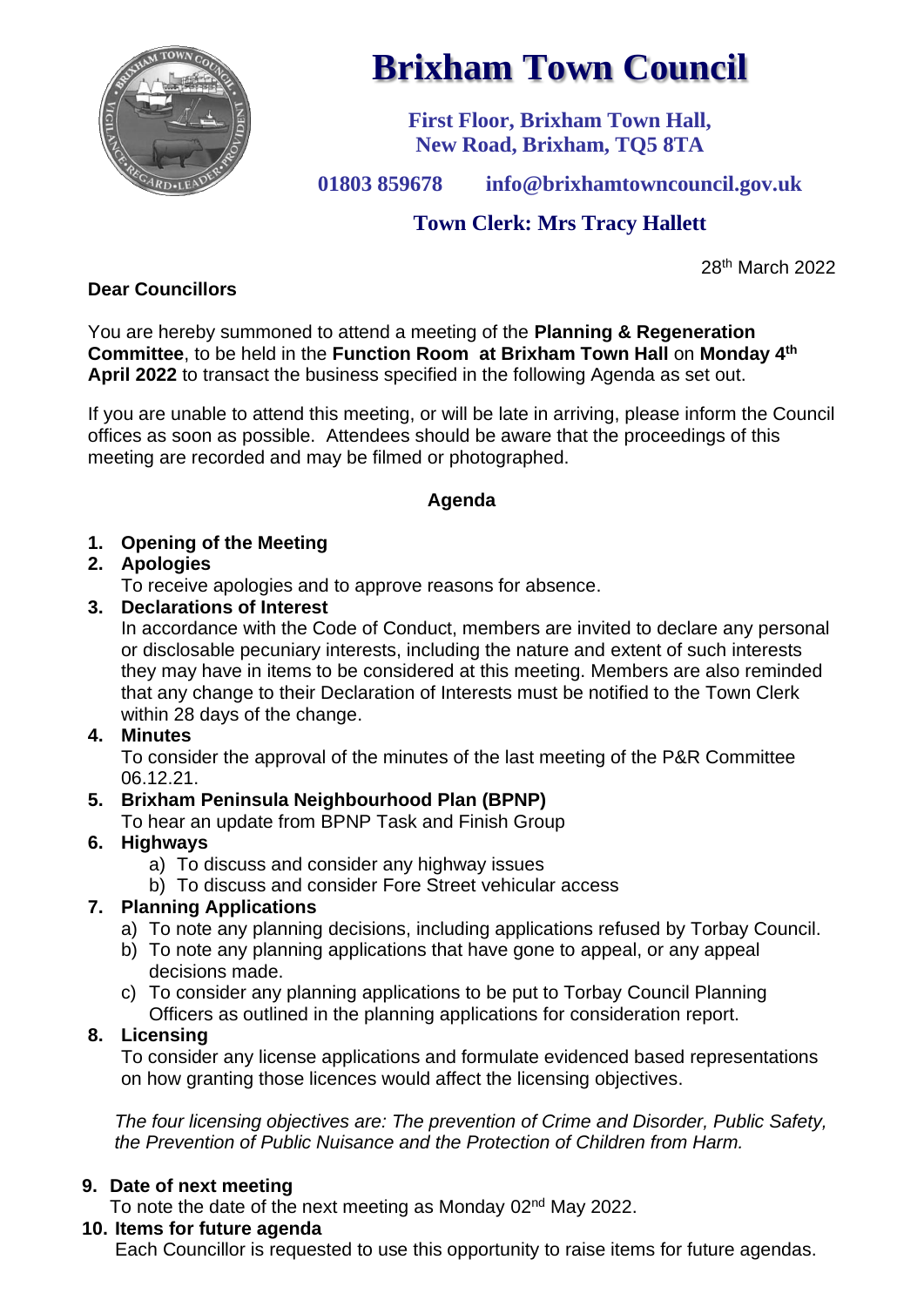# Brixham Town Council

**First Floor, Brixham Town Hall, New Road, Brixham, TQ5 8TA**

**01803 859678 info@brixhamtowncouncil.gov.uk**

**Town Clerk: Mrs Tracy Hallett**

28th March 2022

**Dear Councillors**

You are hereby summoned to attend a meeting of the **Planning & Regeneration Committee**, to be held in the **Function Room at Brixham Town Hall** on **Monday 4th April 2022** to transact the business specified in the following Agenda as set out.

If you are unable to attend this meeting, or will be late in arriving, please inform the Council offices as soon as possible. Attendees should be aware that the proceedings of this meeting are recorded and may be filmed or photographed.

**Agenda**

1. **Opening of the Meeting**
2. **Apologies**
   To receive apologies and to approve reasons for absence.
3. **Declarations of Interest**
   In accordance with the Code of Conduct, members are invited to declare any personal or disclosable pecuniary interests, including the nature and extent of such interests they may have in items to be considered at this meeting. Members are also reminded that any change to their Declaration of Interests must be notified to the Town Clerk within 28 days of the change.
4. **Minutes**
   To consider the approval of the minutes of the last meeting of the P&R Committee 06.12.21.
5. **Brixham Peninsula Neighbourhood Plan (BPNP)**
   To hear an update from BPNP Task and Finish Group
6. **Highways**
   a) To discuss and consider any highway issues
   b) To discuss and consider Fore Street vehicular access
7. **Planning Applications**
   a) To note any planning decisions, including applications refused by Torbay Council.
   b) To note any planning applications that have gone to appeal, or any appeal decisions made.
   c) To consider any planning applications to be put to Torbay Council Planning Officers as outlined in the planning applications for consideration report.
8. **Licensing**
   To consider any license applications and formulate evidenced based representations on how granting those licences would affect the licensing objectives.

   *The four licensing objectives are: The prevention of Crime and Disorder, Public Safety, the Prevention of Public Nuisance and the Protection of Children from Harm.*

9. **Date of next meeting**
   To note the date of the next meeting as Monday 02nd May 2022.
10. **Items for future agenda**
    Each Councillor is requested to use this opportunity to raise items for future agendas.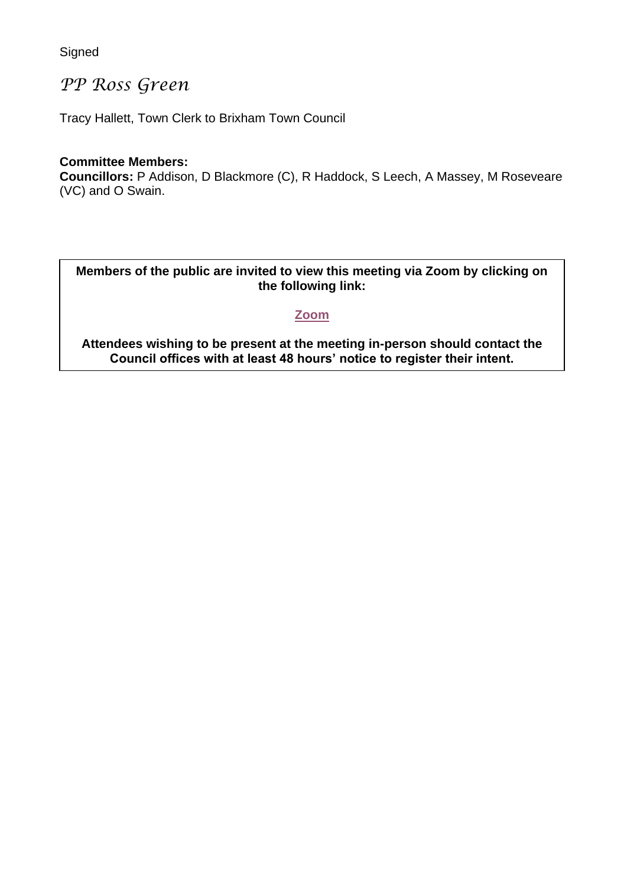Signed

*PP Ross Green*

Tracy Hallett, Town Clerk to Brixham Town Council

**Committee Members:**
**Councillors:** P Addison, D Blackmore (C), R Haddock, S Leech, A Massey, M Roseveare (VC) and O Swain.

**Members of the public are invited to view this meeting via Zoom by clicking on the following link:**

**Zoom**

**Attendees wishing to be present at the meeting in-person should contact the Council offices with at least 48 hours' notice to register their intent.**